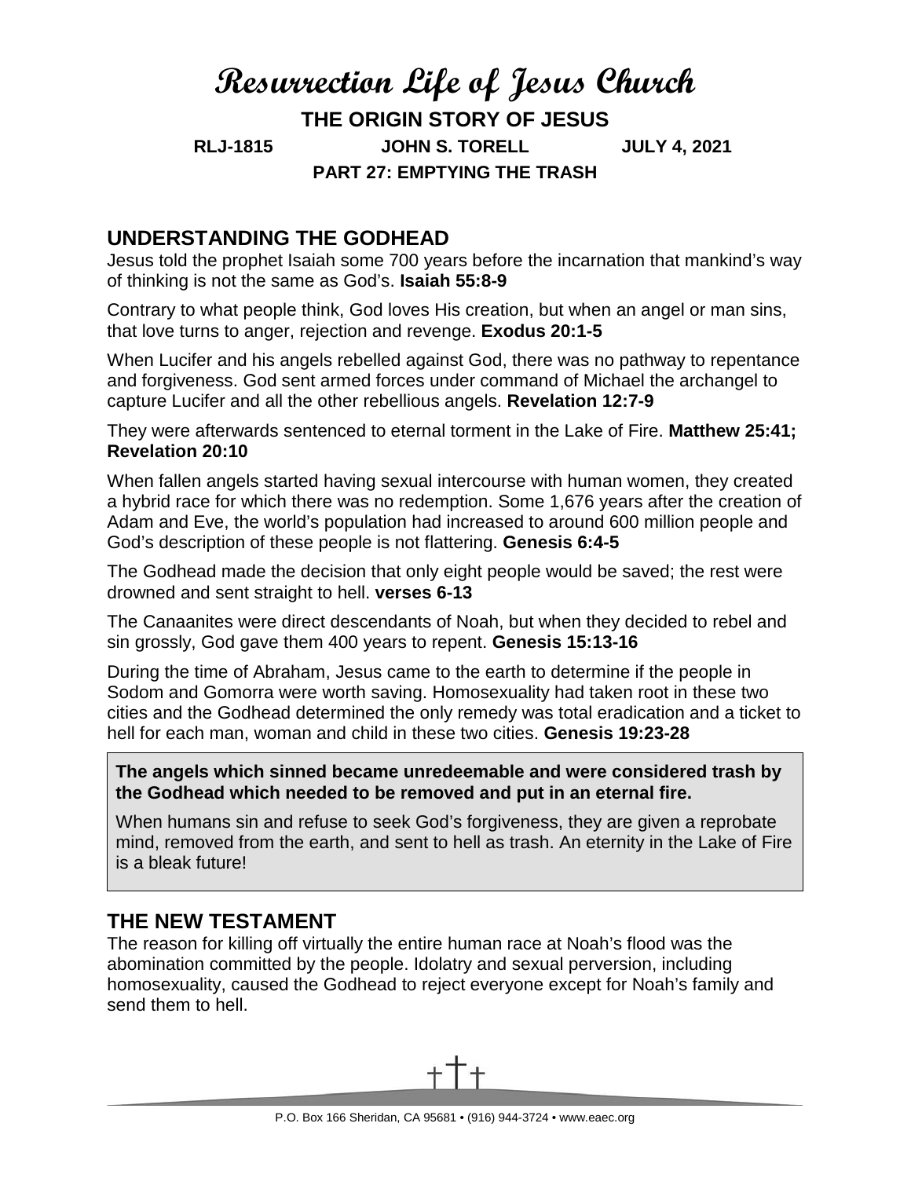# Resurrection Life of Jesus Church

**THE ORIGIN STORY OF JESUS**

**RLJ-1815 JOHN S. TORELL JULY 4, 2021**

**PART 27: EMPTYING THE TRASH**

## UNDERSTANDING THE GODHEAD

Jesus told the prophet Isaiah some 700 years before the incarnation that mankind's way of thinking is not the same as God's. **Isaiah 55:8-9**

Contrary to what people think, God loves His creation, but when an angel or man sins, that love turns to anger, rejection and revenge. **Exodus 20:1-5**

When Lucifer and his angels rebelled against God, there was no pathway to repentance and forgiveness. God sent armed forces under command of Michael the archangel to capture Lucifer and all the other rebellious angels. **Revelation 12:7-9**

They were afterwards sentenced to eternal torment in the Lake of Fire. **Matthew 25:41; Revelation 20:10**

When fallen angels started having sexual intercourse with human women, they created a hybrid race for which there was no redemption. Some 1,676 years after the creation of Adam and Eve, the world's population had increased to around 600 million people and God's description of these people is not flattering. **Genesis 6:4-5**

The Godhead made the decision that only eight people would be saved; the rest were drowned and sent straight to hell. **verses 6-13**

The Canaanites were direct descendants of Noah, but when they decided to rebel and sin grossly, God gave them 400 years to repent. **Genesis 15:13-16**

During the time of Abraham, Jesus came to the earth to determine if the people in Sodom and Gomorra were worth saving. Homosexuality had taken root in these two cities and the Godhead determined the only remedy was total eradication and a ticket to hell for each man, woman and child in these two cities. **Genesis 19:23-28**

> **The angels which sinned became unredeemable and were considered trash by the Godhead which needed to be removed and put in an eternal fire.**
>
> When humans sin and refuse to seek God's forgiveness, they are given a reprobate mind, removed from the earth, and sent to hell as trash. An eternity in the Lake of Fire is a bleak future!

## THE NEW TESTAMENT

The reason for killing off virtually the entire human race at Noah's flood was the abomination committed by the people. Idolatry and sexual perversion, including homosexuality, caused the Godhead to reject everyone except for Noah's family and send them to hell.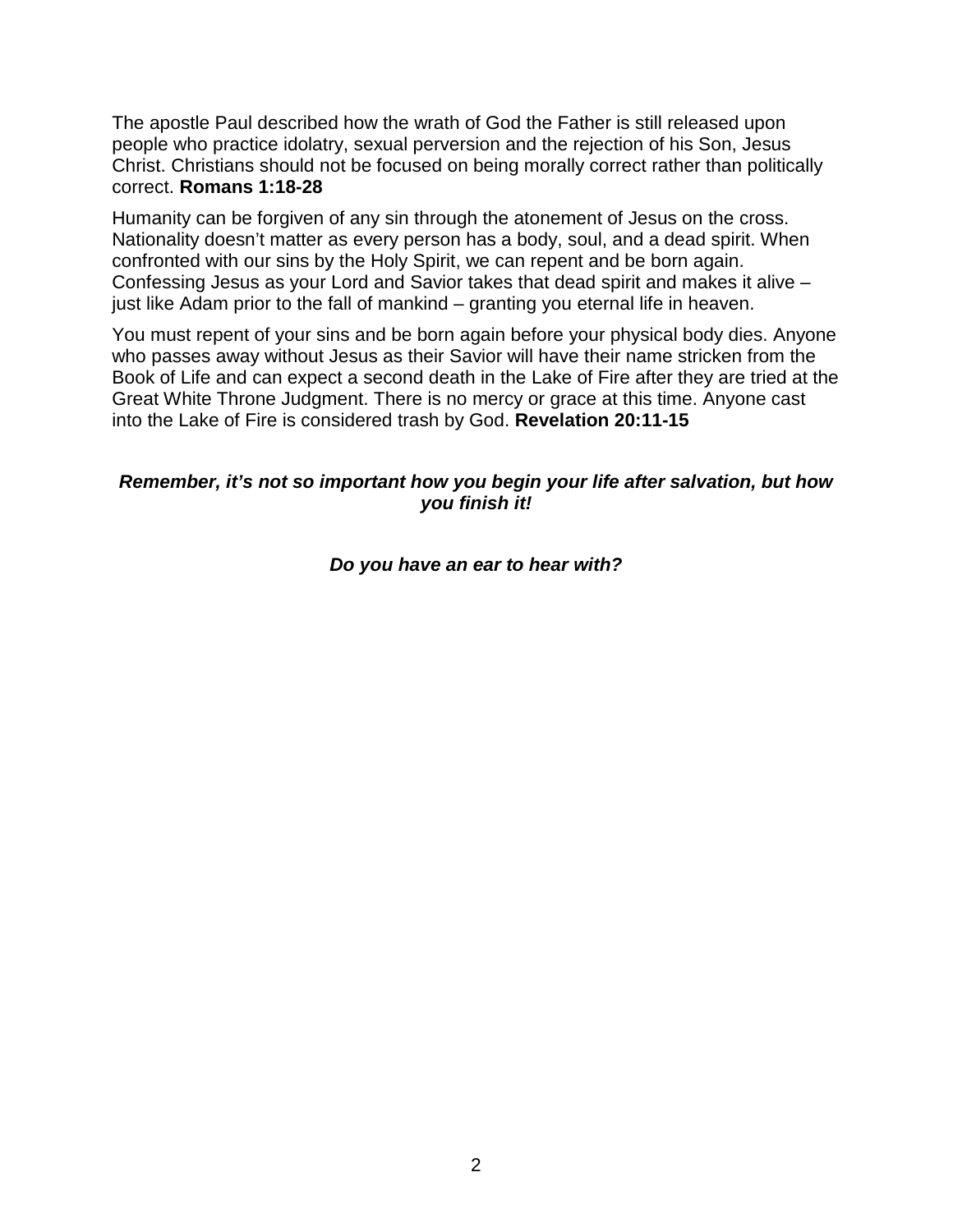The apostle Paul described how the wrath of God the Father is still released upon people who practice idolatry, sexual perversion and the rejection of his Son, Jesus Christ. Christians should not be focused on being morally correct rather than politically correct. **Romans 1:18-28**

Humanity can be forgiven of any sin through the atonement of Jesus on the cross. Nationality doesn't matter as every person has a body, soul, and a dead spirit. When confronted with our sins by the Holy Spirit, we can repent and be born again. Confessing Jesus as your Lord and Savior takes that dead spirit and makes it alive – just like Adam prior to the fall of mankind – granting you eternal life in heaven.

You must repent of your sins and be born again before your physical body dies. Anyone who passes away without Jesus as their Savior will have their name stricken from the Book of Life and can expect a second death in the Lake of Fire after they are tried at the Great White Throne Judgment. There is no mercy or grace at this time. Anyone cast into the Lake of Fire is considered trash by God. **Revelation 20:11-15**

***Remember, it's not so important how you begin your life after salvation, but how you finish it!***

***Do you have an ear to hear with?***